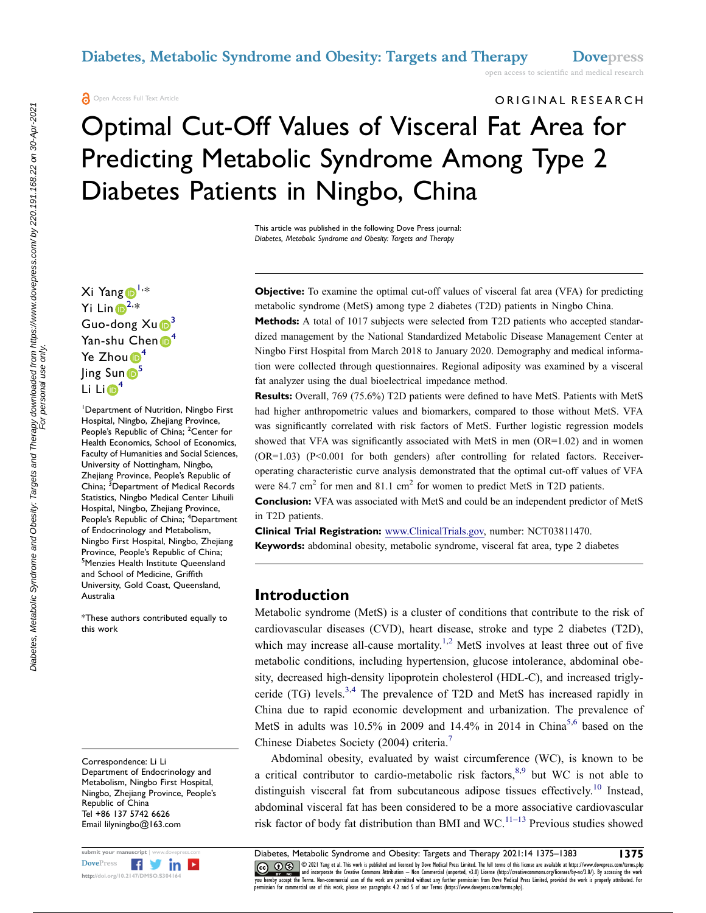ORIGINAL RESEARCH

# Optimal Cut-Off Values of Visceral Fat Area for Predicting Metabolic Syndrome Among Type 2 Diabetes Patients in Ningbo, China

This article was published in the following Dove Press journal:
*Diabetes, Metabolic Syndrome and Obesity: Targets and Therapy*

Xi Yang[1,*]
Yi Lin[2,*]
Guo-dong Xu[3]
Yan-shu Chen[4]
Ye Zhou[4]
Jing Sun[5]
Li Li[4]

[1]Department of Nutrition, Ningbo First Hospital, Ningbo, Zhejiang Province, People's Republic of China; [2]Center for Health Economics, School of Economics, Faculty of Humanities and Social Sciences, University of Nottingham, Ningbo, Zhejiang Province, People's Republic of China; [3]Department of Medical Records Statistics, Ningbo Medical Center Lihuili Hospital, Ningbo, Zhejiang Province, People's Republic of China; [4]Department of Endocrinology and Metabolism, Ningbo First Hospital, Ningbo, Zhejiang Province, People's Republic of China; [5]Menzies Health Institute Queensland and School of Medicine, Griffith University, Gold Coast, Queensland, Australia

*These authors contributed equally to this work

Correspondence: Li Li
Department of Endocrinology and Metabolism, Ningbo First Hospital, Ningbo, Zhejiang Province, People's Republic of China
Tel +86 137 5742 6626
Email lilyningbo@163.com

**Objective:** To examine the optimal cut-off values of visceral fat area (VFA) for predicting metabolic syndrome (MetS) among type 2 diabetes (T2D) patients in Ningbo China.

**Methods:** A total of 1017 subjects were selected from T2D patients who accepted standardized management by the National Standardized Metabolic Disease Management Center at Ningbo First Hospital from March 2018 to January 2020. Demography and medical information were collected through questionnaires. Regional adiposity was examined by a visceral fat analyzer using the dual bioelectrical impedance method.

**Results:** Overall, 769 (75.6%) T2D patients were defined to have MetS. Patients with MetS had higher anthropometric values and biomarkers, compared to those without MetS. VFA was significantly correlated with risk factors of MetS. Further logistic regression models showed that VFA was significantly associated with MetS in men (OR=1.02) and in women (OR=1.03) (P<0.001 for both genders) after controlling for related factors. Receiver-operating characteristic curve analysis demonstrated that the optimal cut-off values of VFA were 84.7 $cm^2$ for men and 81.1 $cm^2$ for women to predict MetS in T2D patients.

**Conclusion:** VFA was associated with MetS and could be an independent predictor of MetS in T2D patients.

**Clinical Trial Registration:** www.ClinicalTrials.gov, number: NCT03811470.

**Keywords:** abdominal obesity, metabolic syndrome, visceral fat area, type 2 diabetes

## Introduction

Metabolic syndrome (MetS) is a cluster of conditions that contribute to the risk of cardiovascular diseases (CVD), heart disease, stroke and type 2 diabetes (T2D), which may increase all-cause mortality.[1,2] MetS involves at least three out of five metabolic conditions, including hypertension, glucose intolerance, abdominal obesity, decreased high-density lipoprotein cholesterol (HDL-C), and increased triglyceride (TG) levels.[3,4] The prevalence of T2D and MetS has increased rapidly in China due to rapid economic development and urbanization. The prevalence of MetS in adults was 10.5% in 2009 and 14.4% in 2014 in China[5,6] based on the Chinese Diabetes Society (2004) criteria.[7]

Abdominal obesity, evaluated by waist circumference (WC), is known to be a critical contributor to cardio-metabolic risk factors,[8,9] but WC is not able to distinguish visceral fat from subcutaneous adipose tissues effectively.[10] Instead, abdominal visceral fat has been considered to be a more associative cardiovascular risk factor of body fat distribution than BMI and WC.[11–13] Previous studies showed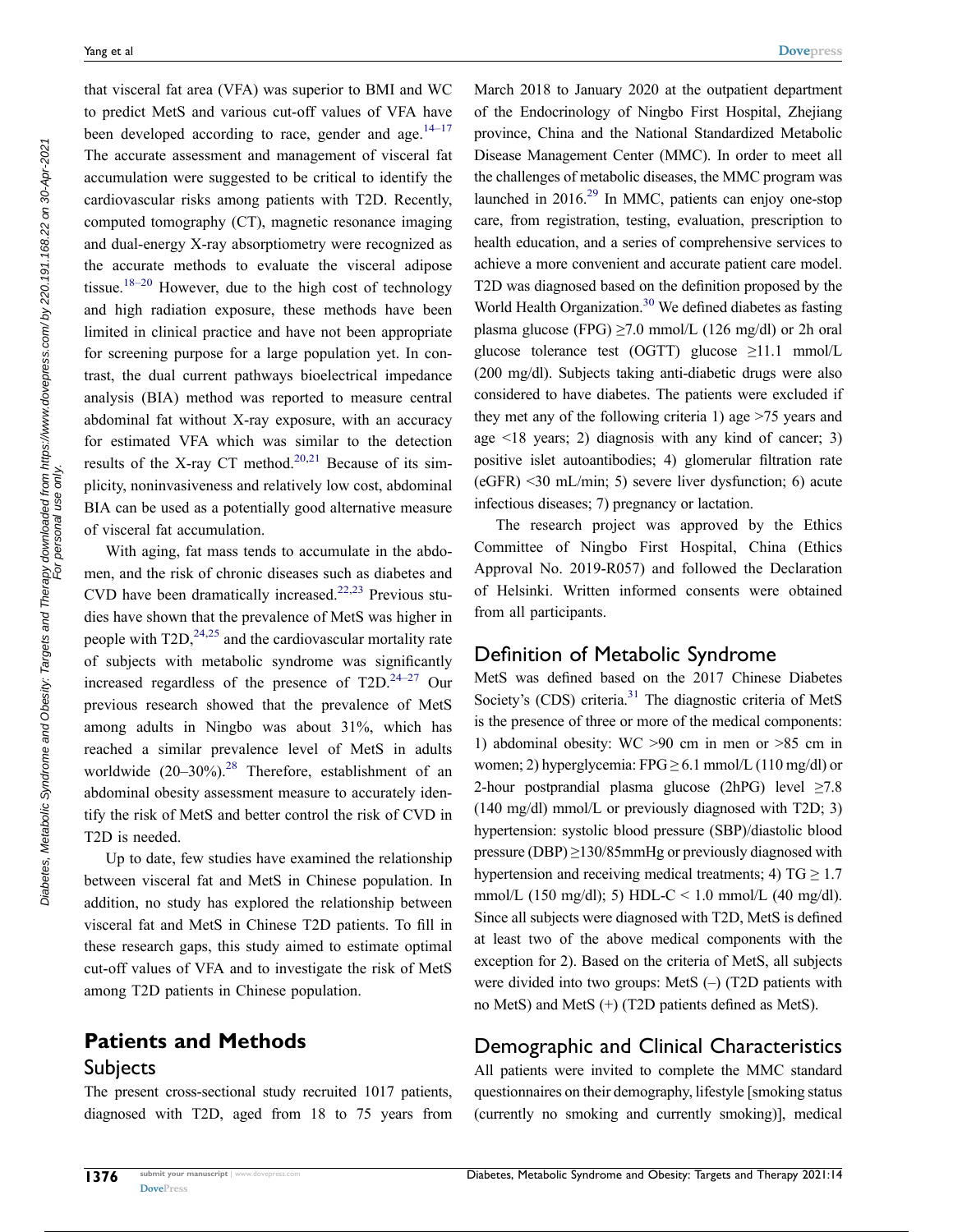that visceral fat area (VFA) was superior to BMI and WC to predict MetS and various cut-off values of VFA have been developed according to race, gender and age.[14–17] The accurate assessment and management of visceral fat accumulation were suggested to be critical to identify the cardiovascular risks among patients with T2D. Recently, computed tomography (CT), magnetic resonance imaging and dual-energy X-ray absorptiometry were recognized as the accurate methods to evaluate the visceral adipose tissue.[18–20] However, due to the high cost of technology and high radiation exposure, these methods have been limited in clinical practice and have not been appropriate for screening purpose for a large population yet. In contrast, the dual current pathways bioelectrical impedance analysis (BIA) method was reported to measure central abdominal fat without X-ray exposure, with an accuracy for estimated VFA which was similar to the detection results of the X-ray CT method.[20,21] Because of its simplicity, noninvasiveness and relatively low cost, abdominal BIA can be used as a potentially good alternative measure of visceral fat accumulation.

With aging, fat mass tends to accumulate in the abdomen, and the risk of chronic diseases such as diabetes and CVD have been dramatically increased.[22,23] Previous studies have shown that the prevalence of MetS was higher in people with T2D,[24,25] and the cardiovascular mortality rate of subjects with metabolic syndrome was significantly increased regardless of the presence of T2D.[24–27] Our previous research showed that the prevalence of MetS among adults in Ningbo was about 31%, which has reached a similar prevalence level of MetS in adults worldwide (20–30%).[28] Therefore, establishment of an abdominal obesity assessment measure to accurately identify the risk of MetS and better control the risk of CVD in T2D is needed.

Up to date, few studies have examined the relationship between visceral fat and MetS in Chinese population. In addition, no study has explored the relationship between visceral fat and MetS in Chinese T2D patients. To fill in these research gaps, this study aimed to estimate optimal cut-off values of VFA and to investigate the risk of MetS among T2D patients in Chinese population.

## Patients and Methods

### Subjects

The present cross-sectional study recruited 1017 patients, diagnosed with T2D, aged from 18 to 75 years from March 2018 to January 2020 at the outpatient department of the Endocrinology of Ningbo First Hospital, Zhejiang province, China and the National Standardized Metabolic Disease Management Center (MMC). In order to meet all the challenges of metabolic diseases, the MMC program was launched in 2016.[29] In MMC, patients can enjoy one-stop care, from registration, testing, evaluation, prescription to health education, and a series of comprehensive services to achieve a more convenient and accurate patient care model. T2D was diagnosed based on the definition proposed by the World Health Organization.[30] We defined diabetes as fasting plasma glucose (FPG) ≥7.0 mmol/L (126 mg/dl) or 2h oral glucose tolerance test (OGTT) glucose ≥11.1 mmol/L (200 mg/dl). Subjects taking anti-diabetic drugs were also considered to have diabetes. The patients were excluded if they met any of the following criteria 1) age >75 years and age <18 years; 2) diagnosis with any kind of cancer; 3) positive islet autoantibodies; 4) glomerular filtration rate (eGFR) <30 mL/min; 5) severe liver dysfunction; 6) acute infectious diseases; 7) pregnancy or lactation.

The research project was approved by the Ethics Committee of Ningbo First Hospital, China (Ethics Approval No. 2019-R057) and followed the Declaration of Helsinki. Written informed consents were obtained from all participants.

### Definition of Metabolic Syndrome

MetS was defined based on the 2017 Chinese Diabetes Society's (CDS) criteria.[31] The diagnostic criteria of MetS is the presence of three or more of the medical components: 1) abdominal obesity: WC >90 cm in men or >85 cm in women; 2) hyperglycemia: FPG ≥ 6.1 mmol/L (110 mg/dl) or 2-hour postprandial plasma glucose (2hPG) level ≥7.8 (140 mg/dl) mmol/L or previously diagnosed with T2D; 3) hypertension: systolic blood pressure (SBP)/diastolic blood pressure (DBP) ≥130/85mmHg or previously diagnosed with hypertension and receiving medical treatments; 4) TG ≥ 1.7 mmol/L (150 mg/dl); 5) HDL-C < 1.0 mmol/L (40 mg/dl). Since all subjects were diagnosed with T2D, MetS is defined at least two of the above medical components with the exception for 2). Based on the criteria of MetS, all subjects were divided into two groups: MetS (–) (T2D patients with no MetS) and MetS (+) (T2D patients defined as MetS).

### Demographic and Clinical Characteristics

All patients were invited to complete the MMC standard questionnaires on their demography, lifestyle [smoking status (currently no smoking and currently smoking)], medical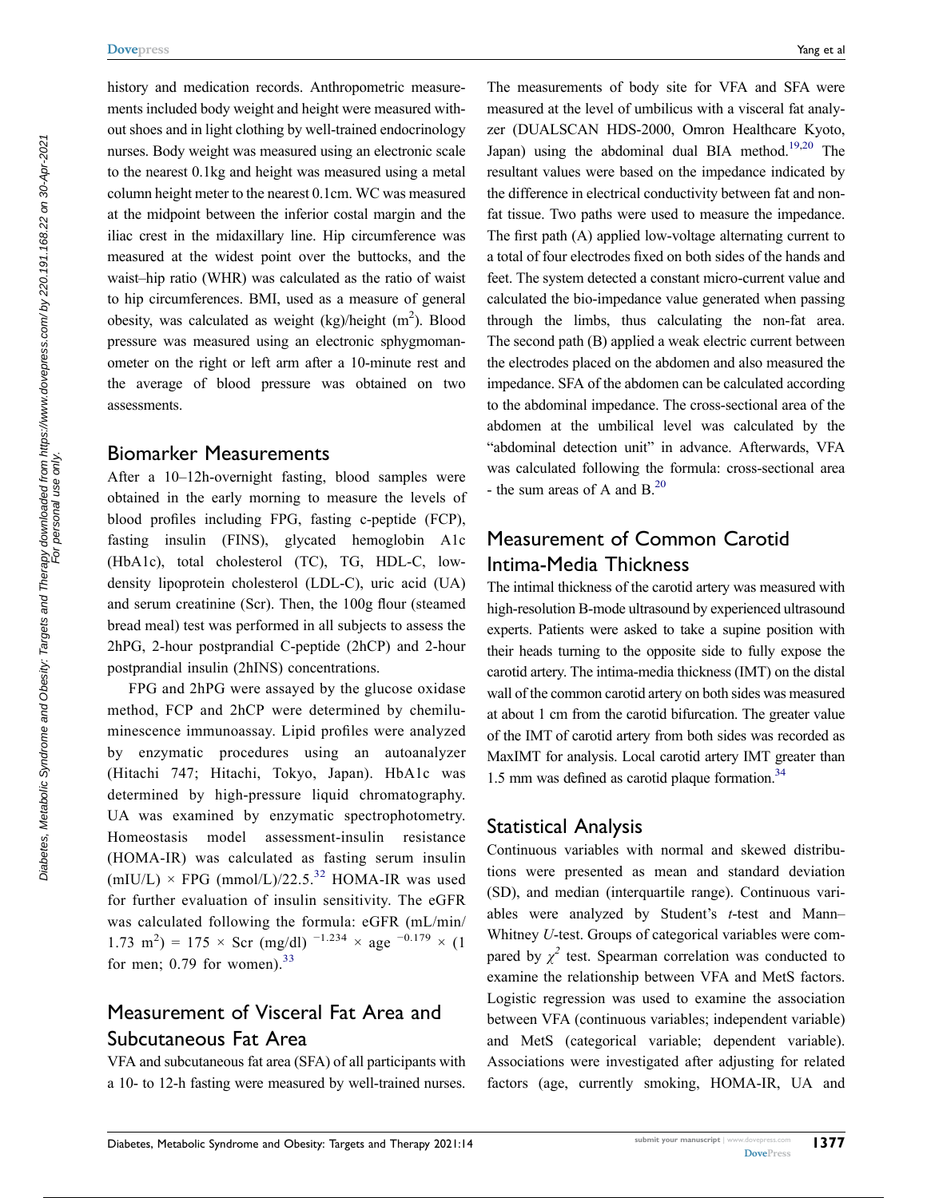history and medication records. Anthropometric measurements included body weight and height were measured without shoes and in light clothing by well-trained endocrinology nurses. Body weight was measured using an electronic scale to the nearest 0.1kg and height was measured using a metal column height meter to the nearest 0.1cm. WC was measured at the midpoint between the inferior costal margin and the iliac crest in the midaxillary line. Hip circumference was measured at the widest point over the buttocks, and the waist–hip ratio (WHR) was calculated as the ratio of waist to hip circumferences. BMI, used as a measure of general obesity, was calculated as weight (kg)/height ($m^2$). Blood pressure was measured using an electronic sphygmomanometer on the right or left arm after a 10-minute rest and the average of blood pressure was obtained on two assessments.

## Biomarker Measurements

After a 10–12h-overnight fasting, blood samples were obtained in the early morning to measure the levels of blood profiles including FPG, fasting c-peptide (FCP), fasting insulin (FINS), glycated hemoglobin A1c (HbA1c), total cholesterol (TC), TG, HDL-C, low-density lipoprotein cholesterol (LDL-C), uric acid (UA) and serum creatinine (Scr). Then, the 100g flour (steamed bread meal) test was performed in all subjects to assess the 2hPG, 2-hour postprandial C-peptide (2hCP) and 2-hour postprandial insulin (2hINS) concentrations.

FPG and 2hPG were assayed by the glucose oxidase method, FCP and 2hCP were determined by chemiluminescence immunoassay. Lipid profiles were analyzed by enzymatic procedures using an autoanalyzer (Hitachi 747; Hitachi, Tokyo, Japan). HbA1c was determined by high-pressure liquid chromatography. UA was examined by enzymatic spectrophotometry. Homeostasis model assessment-insulin resistance (HOMA-IR) was calculated as fasting serum insulin (mIU/L) × FPG (mmol/L)/22.5.[32] HOMA-IR was used for further evaluation of insulin sensitivity. The eGFR was calculated following the formula: eGFR (mL/min/1.73 $m^2$) = 175 × Scr (mg/dl) $^{-1.234}$ × age $^{-0.179}$ × (1 for men; 0.79 for women).[33]

## Measurement of Visceral Fat Area and Subcutaneous Fat Area

VFA and subcutaneous fat area (SFA) of all participants with a 10- to 12-h fasting were measured by well-trained nurses. The measurements of body site for VFA and SFA were measured at the level of umbilicus with a visceral fat analyzer (DUALSCAN HDS-2000, Omron Healthcare Kyoto, Japan) using the abdominal dual BIA method.[19,20] The resultant values were based on the impedance indicated by the difference in electrical conductivity between fat and non-fat tissue. Two paths were used to measure the impedance. The first path (A) applied low-voltage alternating current to a total of four electrodes fixed on both sides of the hands and feet. The system detected a constant micro-current value and calculated the bio-impedance value generated when passing through the limbs, thus calculating the non-fat area. The second path (B) applied a weak electric current between the electrodes placed on the abdomen and also measured the impedance. SFA of the abdomen can be calculated according to the abdominal impedance. The cross-sectional area of the abdomen at the umbilical level was calculated by the "abdominal detection unit" in advance. Afterwards, VFA was calculated following the formula: cross-sectional area - the sum areas of A and B.[20]

## Measurement of Common Carotid Intima-Media Thickness

The intimal thickness of the carotid artery was measured with high-resolution B-mode ultrasound by experienced ultrasound experts. Patients were asked to take a supine position with their heads turning to the opposite side to fully expose the carotid artery. The intima-media thickness (IMT) on the distal wall of the common carotid artery on both sides was measured at about 1 cm from the carotid bifurcation. The greater value of the IMT of carotid artery from both sides was recorded as MaxIMT for analysis. Local carotid artery IMT greater than 1.5 mm was defined as carotid plaque formation.[34]

## Statistical Analysis

Continuous variables with normal and skewed distributions were presented as mean and standard deviation (SD), and median (interquartile range). Continuous variables were analyzed by Student's *t*-test and Mann–Whitney *U*-test. Groups of categorical variables were compared by $\chi^2$ test. Spearman correlation was conducted to examine the relationship between VFA and MetS factors. Logistic regression was used to examine the association between VFA (continuous variables; independent variable) and MetS (categorical variable; dependent variable). Associations were investigated after adjusting for related factors (age, currently smoking, HOMA-IR, UA and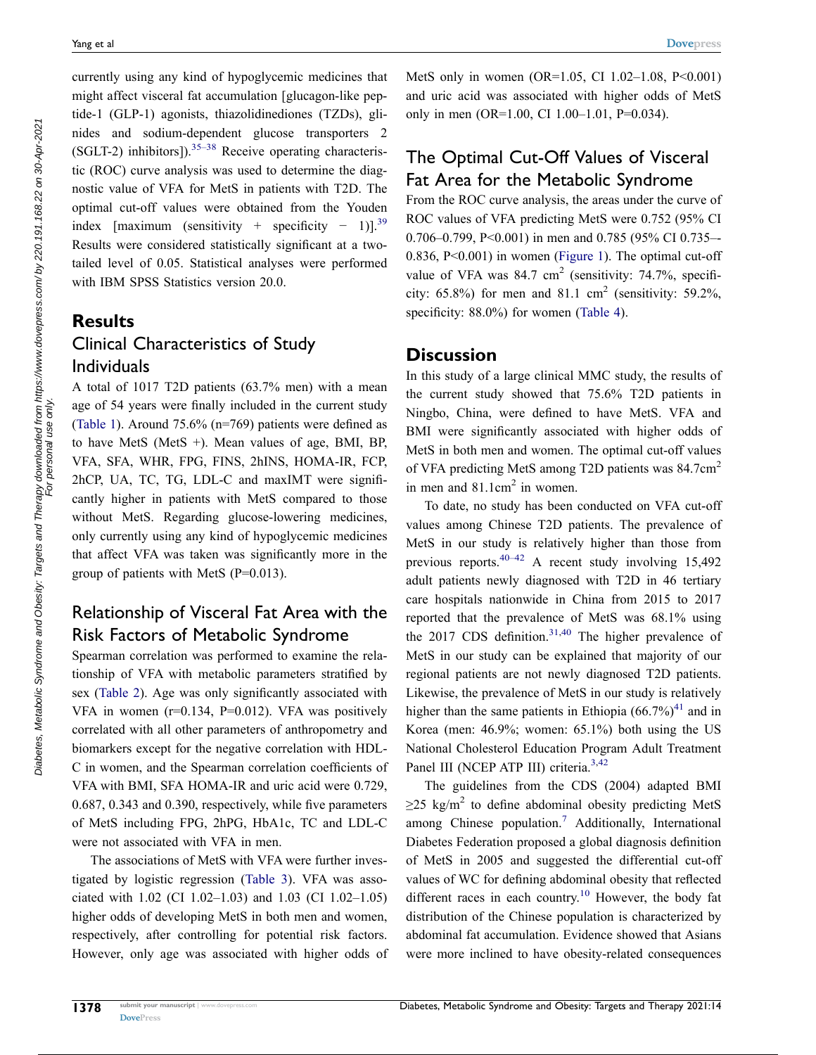currently using any kind of hypoglycemic medicines that might affect visceral fat accumulation [glucagon-like peptide-1 (GLP-1) agonists, thiazolidinediones (TZDs), glinides and sodium-dependent glucose transporters 2 (SGLT-2) inhibitors]).[35–38] Receive operating characteristic (ROC) curve analysis was used to determine the diagnostic value of VFA for MetS in patients with T2D. The optimal cut-off values were obtained from the Youden index [maximum (sensitivity + specificity − 1)].[39] Results were considered statistically significant at a two-tailed level of 0.05. Statistical analyses were performed with IBM SPSS Statistics version 20.0.

## Results

### Clinical Characteristics of Study Individuals

A total of 1017 T2D patients (63.7% men) with a mean age of 54 years were finally included in the current study (Table 1). Around 75.6% (n=769) patients were defined as to have MetS (MetS +). Mean values of age, BMI, BP, VFA, SFA, WHR, FPG, FINS, 2hINS, HOMA-IR, FCP, 2hCP, UA, TC, TG, LDL-C and maxIMT were significantly higher in patients with MetS compared to those without MetS. Regarding glucose-lowering medicines, only currently using any kind of hypoglycemic medicines that affect VFA was taken was significantly more in the group of patients with MetS (P=0.013).

### Relationship of Visceral Fat Area with the Risk Factors of Metabolic Syndrome

Spearman correlation was performed to examine the relationship of VFA with metabolic parameters stratified by sex (Table 2). Age was only significantly associated with VFA in women (r=0.134, P=0.012). VFA was positively correlated with all other parameters of anthropometry and biomarkers except for the negative correlation with HDL-C in women, and the Spearman correlation coefficients of VFA with BMI, SFA HOMA-IR and uric acid were 0.729, 0.687, 0.343 and 0.390, respectively, while five parameters of MetS including FPG, 2hPG, HbA1c, TC and LDL-C were not associated with VFA in men.

The associations of MetS with VFA were further investigated by logistic regression (Table 3). VFA was associated with 1.02 (CI 1.02–1.03) and 1.03 (CI 1.02–1.05) higher odds of developing MetS in both men and women, respectively, after controlling for potential risk factors. However, only age was associated with higher odds of MetS only in women (OR=1.05, CI 1.02–1.08, P<0.001) and uric acid was associated with higher odds of MetS only in men (OR=1.00, CI 1.00–1.01, P=0.034).

### The Optimal Cut-Off Values of Visceral Fat Area for the Metabolic Syndrome

From the ROC curve analysis, the areas under the curve of ROC values of VFA predicting MetS were 0.752 (95% CI 0.706–0.799, P<0.001) in men and 0.785 (95% CI 0.735–-0.836, P<0.001) in women (Figure 1). The optimal cut-off value of VFA was 84.7 $cm^2$ (sensitivity: 74.7%, specificity: 65.8%) for men and 81.1 $cm^2$ (sensitivity: 59.2%, specificity: 88.0%) for women (Table 4).

## Discussion

In this study of a large clinical MMC study, the results of the current study showed that 75.6% T2D patients in Ningbo, China, were defined to have MetS. VFA and BMI were significantly associated with higher odds of MetS in both men and women. The optimal cut-off values of VFA predicting MetS among T2D patients was 84.7$cm^2$ in men and 81.1$cm^2$ in women.

To date, no study has been conducted on VFA cut-off values among Chinese T2D patients. The prevalence of MetS in our study is relatively higher than those from previous reports.[40–42] A recent study involving 15,492 adult patients newly diagnosed with T2D in 46 tertiary care hospitals nationwide in China from 2015 to 2017 reported that the prevalence of MetS was 68.1% using the 2017 CDS definition.[31,40] The higher prevalence of MetS in our study can be explained that majority of our regional patients are not newly diagnosed T2D patients. Likewise, the prevalence of MetS in our study is relatively higher than the same patients in Ethiopia (66.7%)[41] and in Korea (men: 46.9%; women: 65.1%) both using the US National Cholesterol Education Program Adult Treatment Panel III (NCEP ATP III) criteria.[3,42]

The guidelines from the CDS (2004) adapted BMI ≥25 $kg/m^2$ to define abdominal obesity predicting MetS among Chinese population.[7] Additionally, International Diabetes Federation proposed a global diagnosis definition of MetS in 2005 and suggested the differential cut-off values of WC for defining abdominal obesity that reflected different races in each country.[10] However, the body fat distribution of the Chinese population is characterized by abdominal fat accumulation. Evidence showed that Asians were more inclined to have obesity-related consequences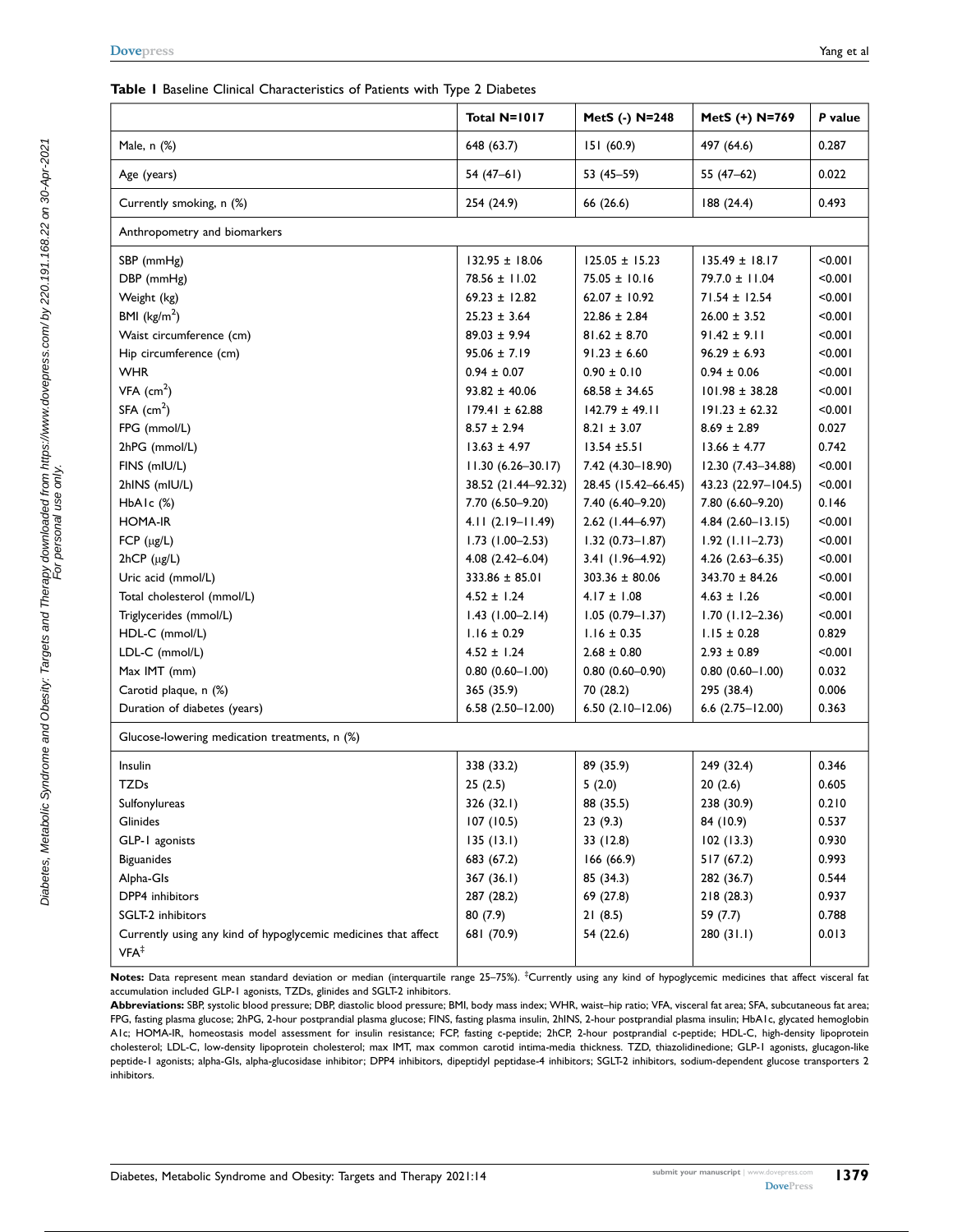**Table 1** Baseline Clinical Characteristics of Patients with Type 2 Diabetes

| | Total N=1017 | MetS (-) N=248 | MetS (+) N=769 | *P* value |
|---|---|---|---|---|
| Male, n (%) | 648 (63.7) | 151 (60.9) | 497 (64.6) | 0.287 |
| Age (years) | 54 (47–61) | 53 (45–59) | 55 (47–62) | 0.022 |
| Currently smoking, n (%) | 254 (24.9) | 66 (26.6) | 188 (24.4) | 0.493 |
| Anthropometry and biomarkers | | | | |
| SBP (mmHg) | 132.95 ± 18.06 | 125.05 ± 15.23 | 135.49 ± 18.17 | <0.001 |
| DBP (mmHg) | 78.56 ± 11.02 | 75.05 ± 10.16 | 79.7.0 ± 11.04 | <0.001 |
| Weight (kg) | 69.23 ± 12.82 | 62.07 ± 10.92 | 71.54 ± 12.54 | <0.001 |
| BMI (kg/m$^2$) | 25.23 ± 3.64 | 22.86 ± 2.84 | 26.00 ± 3.52 | <0.001 |
| Waist circumference (cm) | 89.03 ± 9.94 | 81.62 ± 8.70 | 91.42 ± 9.11 | <0.001 |
| Hip circumference (cm) | 95.06 ± 7.19 | 91.23 ± 6.60 | 96.29 ± 6.93 | <0.001 |
| WHR | 0.94 ± 0.07 | 0.90 ± 0.10 | 0.94 ± 0.06 | <0.001 |
| VFA (cm$^2$) | 93.82 ± 40.06 | 68.58 ± 34.65 | 101.98 ± 38.28 | <0.001 |
| SFA (cm$^2$) | 179.41 ± 62.88 | 142.79 ± 49.11 | 191.23 ± 62.32 | <0.001 |
| FPG (mmol/L) | 8.57 ± 2.94 | 8.21 ± 3.07 | 8.69 ± 2.89 | 0.027 |
| 2hPG (mmol/L) | 13.63 ± 4.97 | 13.54 ±5.51 | 13.66 ± 4.77 | 0.742 |
| FINS (mIU/L) | 11.30 (6.26–30.17) | 7.42 (4.30–18.90) | 12.30 (7.43–34.88) | <0.001 |
| 2hINS (mIU/L) | 38.52 (21.44–92.32) | 28.45 (15.42–66.45) | 43.23 (22.97–104.5) | <0.001 |
| HbA1c (%) | 7.70 (6.50–9.20) | 7.40 (6.40–9.20) | 7.80 (6.60–9.20) | 0.146 |
| HOMA-IR | 4.11 (2.19–11.49) | 2.62 (1.44–6.97) | 4.84 (2.60–13.15) | <0.001 |
| FCP (μg/L) | 1.73 (1.00–2.53) | 1.32 (0.73–1.87) | 1.92 (1.11–2.73) | <0.001 |
| 2hCP (μg/L) | 4.08 (2.42–6.04) | 3.41 (1.96–4.92) | 4.26 (2.63–6.35) | <0.001 |
| Uric acid (mmol/L) | 333.86 ± 85.01 | 303.36 ± 80.06 | 343.70 ± 84.26 | <0.001 |
| Total cholesterol (mmol/L) | 4.52 ± 1.24 | 4.17 ± 1.08 | 4.63 ± 1.26 | <0.001 |
| Triglycerides (mmol/L) | 1.43 (1.00–2.14) | 1.05 (0.79–1.37) | 1.70 (1.12–2.36) | <0.001 |
| HDL-C (mmol/L) | 1.16 ± 0.29 | 1.16 ± 0.35 | 1.15 ± 0.28 | 0.829 |
| LDL-C (mmol/L) | 4.52 ± 1.24 | 2.68 ± 0.80 | 2.93 ± 0.89 | <0.001 |
| Max IMT (mm) | 0.80 (0.60–1.00) | 0.80 (0.60–0.90) | 0.80 (0.60–1.00) | 0.032 |
| Carotid plaque, n (%) | 365 (35.9) | 70 (28.2) | 295 (38.4) | 0.006 |
| Duration of diabetes (years) | 6.58 (2.50–12.00) | 6.50 (2.10–12.06) | 6.6 (2.75–12.00) | 0.363 |
| Glucose-lowering medication treatments, n (%) | | | | |
| Insulin | 338 (33.2) | 89 (35.9) | 249 (32.4) | 0.346 |
| TZDs | 25 (2.5) | 5 (2.0) | 20 (2.6) | 0.605 |
| Sulfonylureas | 326 (32.1) | 88 (35.5) | 238 (30.9) | 0.210 |
| Glinides | 107 (10.5) | 23 (9.3) | 84 (10.9) | 0.537 |
| GLP-1 agonists | 135 (13.1) | 33 (12.8) | 102 (13.3) | 0.930 |
| Biguanides | 683 (67.2) | 166 (66.9) | 517 (67.2) | 0.993 |
| Alpha-GIs | 367 (36.1) | 85 (34.3) | 282 (36.7) | 0.544 |
| DPP4 inhibitors | 287 (28.2) | 69 (27.8) | 218 (28.3) | 0.937 |
| SGLT-2 inhibitors | 80 (7.9) | 21 (8.5) | 59 (7.7) | 0.788 |
| Currently using any kind of hypoglycemic medicines that affect VFA[‡] | 681 (70.9) | 54 (22.6) | 280 (31.1) | 0.013 |

**Notes:** Data represent mean standard deviation or median (interquartile range 25–75%). [‡]Currently using any kind of hypoglycemic medicines that affect visceral fat accumulation included GLP-1 agonists, TZDs, glinides and SGLT-2 inhibitors.

**Abbreviations:** SBP, systolic blood pressure; DBP, diastolic blood pressure; BMI, body mass index; WHR, waist–hip ratio; VFA, visceral fat area; SFA, subcutaneous fat area; FPG, fasting plasma glucose; 2hPG, 2-hour postprandial plasma glucose; FINS, fasting plasma insulin, 2hINS, 2-hour postprandial plasma insulin; HbA1c, glycated hemoglobin A1c; HOMA-IR, homeostasis model assessment for insulin resistance; FCP, fasting c-peptide; 2hCP, 2-hour postprandial c-peptide; HDL-C, high-density lipoprotein cholesterol; LDL-C, low-density lipoprotein cholesterol; max IMT, max common carotid intima-media thickness. TZD, thiazolidinedione; GLP-1 agonists, glucagon-like peptide-1 agonists; alpha-GIs, alpha-glucosidase inhibitor; DPP4 inhibitors, dipeptidyl peptidase-4 inhibitors; SGLT-2 inhibitors, sodium-dependent glucose transporters 2 inhibitors.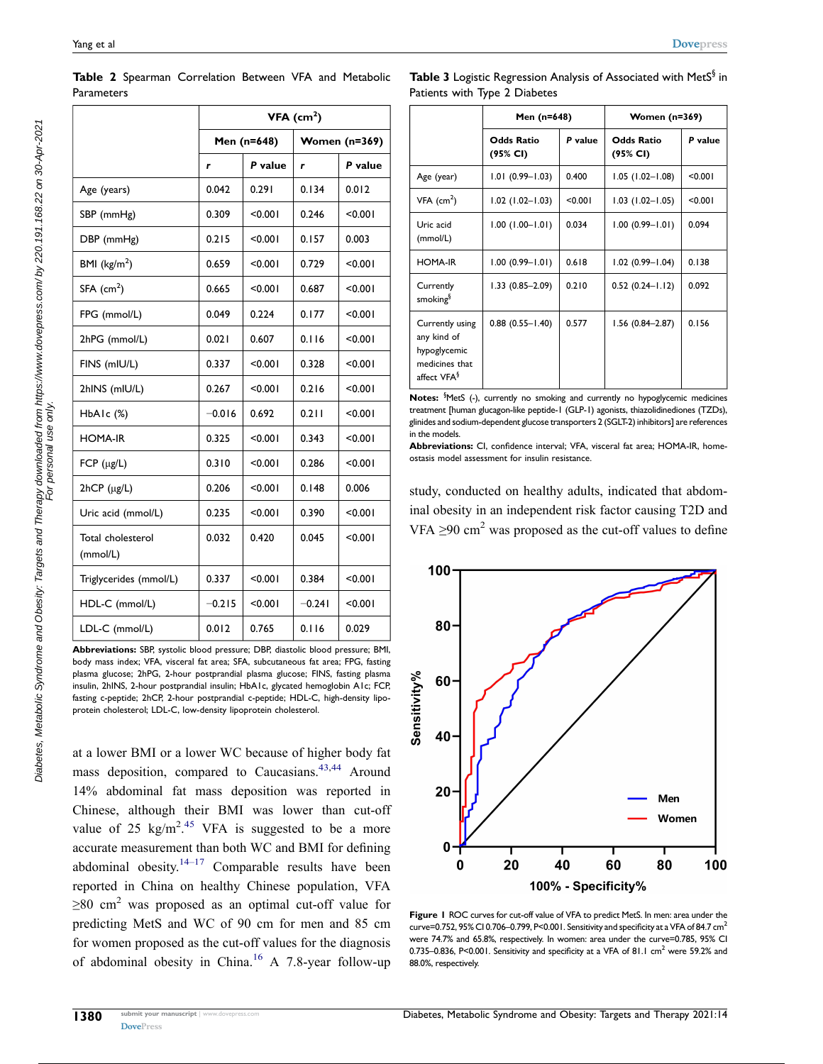**Table 2** Spearman Correlation Between VFA and Metabolic Parameters

| | VFA ($cm^2$) | | | |
|---|---|---|---|---|
| | Men (n=648) | | Women (n=369) | |
| | r | P value | r | P value |
| Age (years) | 0.042 | 0.291 | 0.134 | 0.012 |
| SBP (mmHg) | 0.309 | <0.001 | 0.246 | <0.001 |
| DBP (mmHg) | 0.215 | <0.001 | 0.157 | 0.003 |
| BMI ($kg/m^2$) | 0.659 | <0.001 | 0.729 | <0.001 |
| SFA ($cm^2$) | 0.665 | <0.001 | 0.687 | <0.001 |
| FPG (mmol/L) | 0.049 | 0.224 | 0.177 | <0.001 |
| 2hPG (mmol/L) | 0.021 | 0.607 | 0.116 | <0.001 |
| FINS (mIU/L) | 0.337 | <0.001 | 0.328 | <0.001 |
| 2hINS (mIU/L) | 0.267 | <0.001 | 0.216 | <0.001 |
| HbA1c (%) | −0.016 | 0.692 | 0.211 | <0.001 |
| HOMA-IR | 0.325 | <0.001 | 0.343 | <0.001 |
| FCP (μg/L) | 0.310 | <0.001 | 0.286 | <0.001 |
| 2hCP (μg/L) | 0.206 | <0.001 | 0.148 | 0.006 |
| Uric acid (mmol/L) | 0.235 | <0.001 | 0.390 | <0.001 |
| Total cholesterol (mmol/L) | 0.032 | 0.420 | 0.045 | <0.001 |
| Triglycerides (mmol/L) | 0.337 | <0.001 | 0.384 | <0.001 |
| HDL-C (mmol/L) | −0.215 | <0.001 | −0.241 | <0.001 |
| LDL-C (mmol/L) | 0.012 | 0.765 | 0.116 | 0.029 |

**Abbreviations:** SBP, systolic blood pressure; DBP, diastolic blood pressure; BMI, body mass index; VFA, visceral fat area; SFA, subcutaneous fat area; FPG, fasting plasma glucose; 2hPG, 2-hour postprandial plasma glucose; FINS, fasting plasma insulin, 2hINS, 2-hour postprandial insulin; HbA1c, glycated hemoglobin A1c; FCP, fasting c-peptide; 2hCP, 2-hour postprandial c-peptide; HDL-C, high-density lipoprotein cholesterol; LDL-C, low-density lipoprotein cholesterol.

**Table 3** Logistic Regression Analysis of Associated with MetS[§] in Patients with Type 2 Diabetes

| | Men (n=648) | | Women (n=369) | |
|---|---|---|---|---|
| | Odds Ratio (95% CI) | P value | Odds Ratio (95% CI) | P value |
| Age (year) | 1.01 (0.99–1.03) | 0.400 | 1.05 (1.02–1.08) | <0.001 |
| VFA ($cm^2$) | 1.02 (1.02–1.03) | <0.001 | 1.03 (1.02–1.05) | <0.001 |
| Uric acid (mmol/L) | 1.00 (1.00–1.01) | 0.034 | 1.00 (0.99–1.01) | 0.094 |
| HOMA-IR | 1.00 (0.99–1.01) | 0.618 | 1.02 (0.99–1.04) | 0.138 |
| Currently smoking[§] | 1.33 (0.85–2.09) | 0.210 | 0.52 (0.24–1.12) | 0.092 |
| Currently using any kind of hypoglycemic medicines that affect VFA[§] | 0.88 (0.55–1.40) | 0.577 | 1.56 (0.84–2.87) | 0.156 |

**Notes:** [§]MetS (-), currently no smoking and currently no hypoglycemic medicines treatment [human glucagon-like peptide-1 (GLP-1) agonists, thiazolidinediones (TZDs), glinides and sodium-dependent glucose transporters 2 (SGLT-2) inhibitors] are references in the models.

**Abbreviations:** CI, confidence interval; VFA, visceral fat area; HOMA-IR, homeostasis model assessment for insulin resistance.

at a lower BMI or a lower WC because of higher body fat mass deposition, compared to Caucasians.[43,44] Around 14% abdominal fat mass deposition was reported in Chinese, although their BMI was lower than cut-off value of 25 $kg/m^2$.[45] VFA is suggested to be a more accurate measurement than both WC and BMI for defining abdominal obesity.[14–17] Comparable results have been reported in China on healthy Chinese population, VFA ≥80 $cm^2$ was proposed as an optimal cut-off value for predicting MetS and WC of 90 cm for men and 85 cm for women proposed as the cut-off values for the diagnosis of abdominal obesity in China.[16] A 7.8-year follow-up study, conducted on healthy adults, indicated that abdominal obesity in an independent risk factor causing T2D and VFA ≥90 $cm^2$ was proposed as the cut-off values to define

**Figure 1** ROC curves for cut-off value of VFA to predict MetS. In men: area under the curve=0.752, 95% CI 0.706–0.799, P<0.001. Sensitivity and specificity at a VFA of 84.7 $cm^2$ were 74.7% and 65.8%, respectively. In women: area under the curve=0.785, 95% CI 0.735–0.836, P<0.001. Sensitivity and specificity at a VFA of 81.1 $cm^2$ were 59.2% and 88.0%, respectively.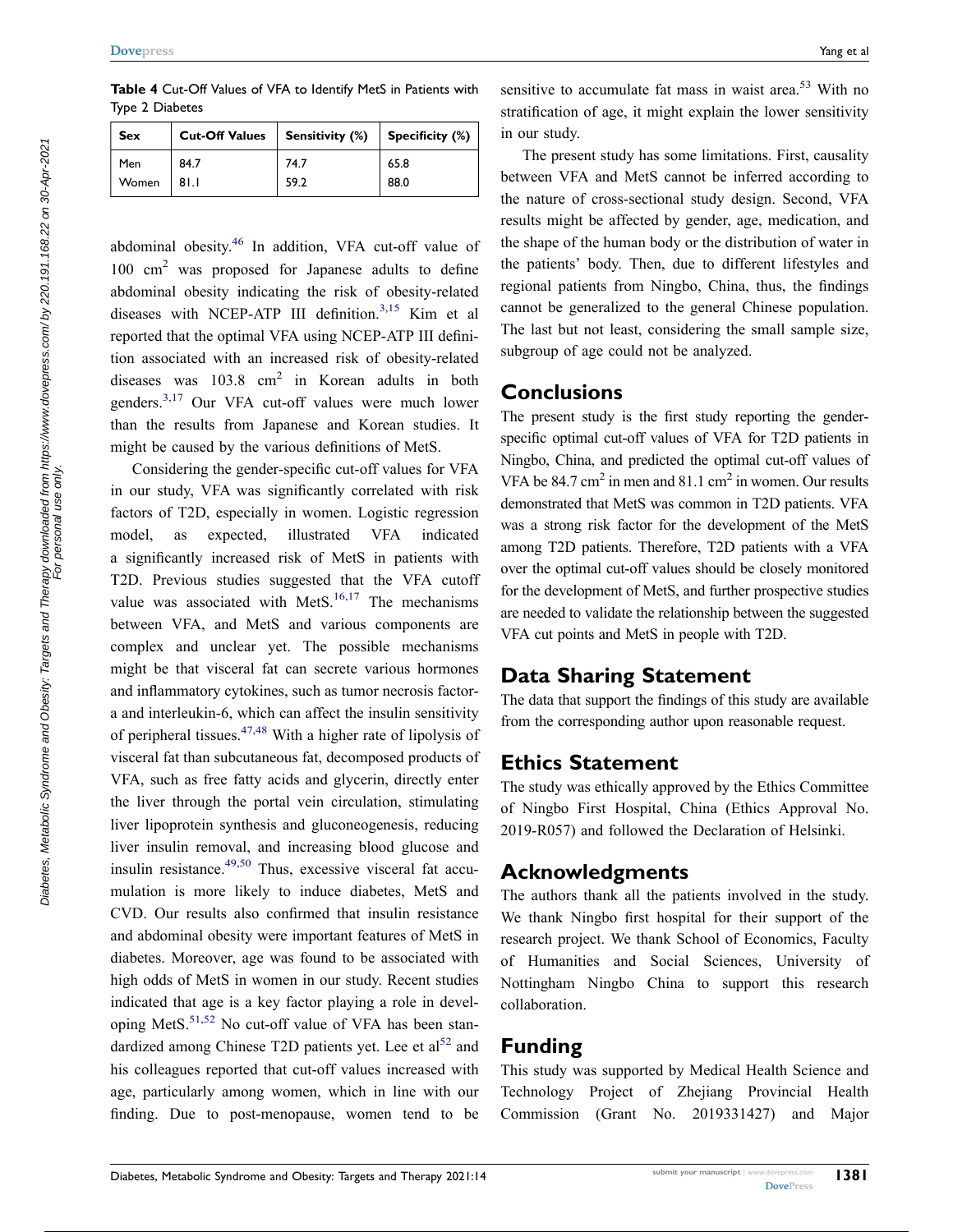**Table 4** Cut-Off Values of VFA to Identify MetS in Patients with Type 2 Diabetes

| Sex | Cut-Off Values | Sensitivity (%) | Specificity (%) |
|---|---|---|---|
| Men | 84.7 | 74.7 | 65.8 |
| Women | 81.1 | 59.2 | 88.0 |

abdominal obesity.[46] In addition, VFA cut-off value of 100 $cm^2$ was proposed for Japanese adults to define abdominal obesity indicating the risk of obesity-related diseases with NCEP-ATP III definition.[3,15] Kim et al reported that the optimal VFA using NCEP-ATP III definition associated with an increased risk of obesity-related diseases was 103.8 $cm^2$ in Korean adults in both genders.[3,17] Our VFA cut-off values were much lower than the results from Japanese and Korean studies. It might be caused by the various definitions of MetS.

Considering the gender-specific cut-off values for VFA in our study, VFA was significantly correlated with risk factors of T2D, especially in women. Logistic regression model, as expected, illustrated VFA indicated a significantly increased risk of MetS in patients with T2D. Previous studies suggested that the VFA cutoff value was associated with MetS.[16,17] The mechanisms between VFA, and MetS and various components are complex and unclear yet. The possible mechanisms might be that visceral fat can secrete various hormones and inflammatory cytokines, such as tumor necrosis factor-a and interleukin-6, which can affect the insulin sensitivity of peripheral tissues.[47,48] With a higher rate of lipolysis of visceral fat than subcutaneous fat, decomposed products of VFA, such as free fatty acids and glycerin, directly enter the liver through the portal vein circulation, stimulating liver lipoprotein synthesis and gluconeogenesis, reducing liver insulin removal, and increasing blood glucose and insulin resistance.[49,50] Thus, excessive visceral fat accumulation is more likely to induce diabetes, MetS and CVD. Our results also confirmed that insulin resistance and abdominal obesity were important features of MetS in diabetes. Moreover, age was found to be associated with high odds of MetS in women in our study. Recent studies indicated that age is a key factor playing a role in developing MetS.[51,52] No cut-off value of VFA has been standardized among Chinese T2D patients yet. Lee et al[52] and his colleagues reported that cut-off values increased with age, particularly among women, which in line with our finding. Due to post-menopause, women tend to be sensitive to accumulate fat mass in waist area.[53] With no stratification of age, it might explain the lower sensitivity in our study.

The present study has some limitations. First, causality between VFA and MetS cannot be inferred according to the nature of cross-sectional study design. Second, VFA results might be affected by gender, age, medication, and the shape of the human body or the distribution of water in the patients' body. Then, due to different lifestyles and regional patients from Ningbo, China, thus, the findings cannot be generalized to the general Chinese population. The last but not least, considering the small sample size, subgroup of age could not be analyzed.

## Conclusions

The present study is the first study reporting the gender-specific optimal cut-off values of VFA for T2D patients in Ningbo, China, and predicted the optimal cut-off values of VFA be 84.7 $cm^2$ in men and 81.1 $cm^2$ in women. Our results demonstrated that MetS was common in T2D patients. VFA was a strong risk factor for the development of the MetS among T2D patients. Therefore, T2D patients with a VFA over the optimal cut-off values should be closely monitored for the development of MetS, and further prospective studies are needed to validate the relationship between the suggested VFA cut points and MetS in people with T2D.

## Data Sharing Statement

The data that support the findings of this study are available from the corresponding author upon reasonable request.

## Ethics Statement

The study was ethically approved by the Ethics Committee of Ningbo First Hospital, China (Ethics Approval No. 2019-R057) and followed the Declaration of Helsinki.

## Acknowledgments

The authors thank all the patients involved in the study. We thank Ningbo first hospital for their support of the research project. We thank School of Economics, Faculty of Humanities and Social Sciences, University of Nottingham Ningbo China to support this research collaboration.

## Funding

This study was supported by Medical Health Science and Technology Project of Zhejiang Provincial Health Commission (Grant No. 2019331427) and Major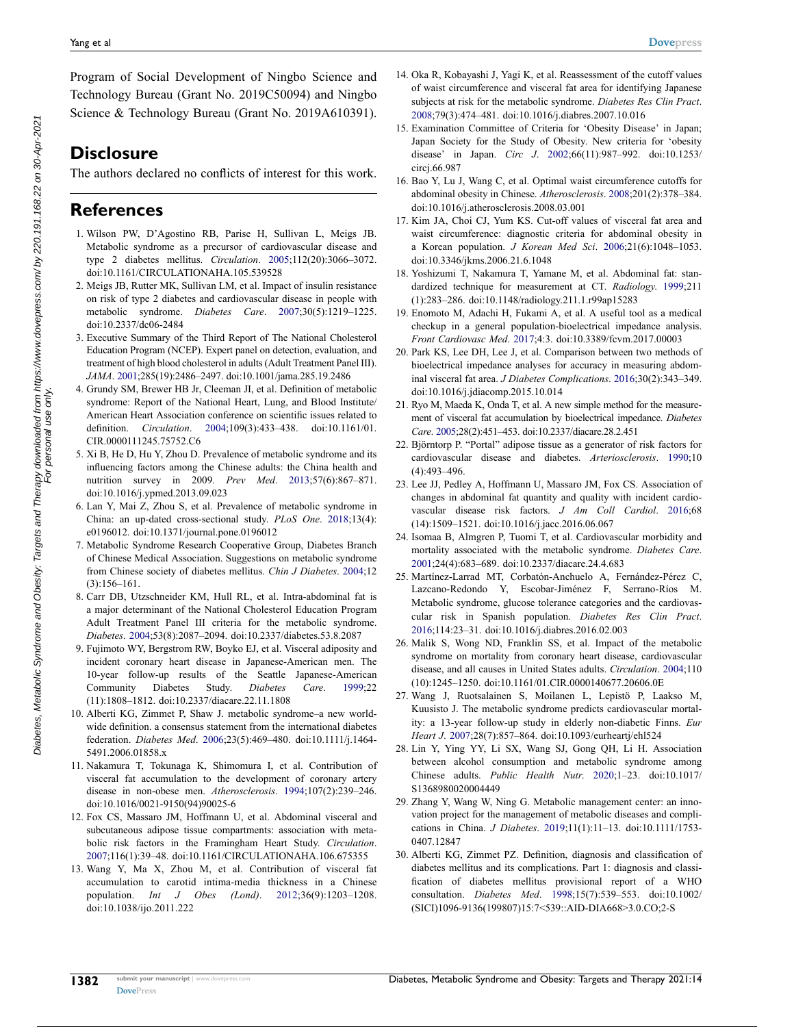Program of Social Development of Ningbo Science and Technology Bureau (Grant No. 2019C50094) and Ningbo Science & Technology Bureau (Grant No. 2019A610391).

## Disclosure

The authors declared no conflicts of interest for this work.

## References

1. Wilson PW, D'Agostino RB, Parise H, Sullivan L, Meigs JB. Metabolic syndrome as a precursor of cardiovascular disease and type 2 diabetes mellitus. *Circulation*. 2005;112(20):3066–3072. doi:10.1161/CIRCULATIONAHA.105.539528
2. Meigs JB, Rutter MK, Sullivan LM, et al. Impact of insulin resistance on risk of type 2 diabetes and cardiovascular disease in people with metabolic syndrome. *Diabetes Care*. 2007;30(5):1219–1225. doi:10.2337/dc06-2484
3. Executive Summary of the Third Report of The National Cholesterol Education Program (NCEP). Expert panel on detection, evaluation, and treatment of high blood cholesterol in adults (Adult Treatment Panel III). *JAMA*. 2001;285(19):2486–2497. doi:10.1001/jama.285.19.2486
4. Grundy SM, Brewer HB Jr, Cleeman JI, et al. Definition of metabolic syndrome: Report of the National Heart, Lung, and Blood Institute/ American Heart Association conference on scientific issues related to definition. *Circulation*. 2004;109(3):433–438. doi:10.1161/01. CIR.0000111245.75752.C6
5. Xi B, He D, Hu Y, Zhou D. Prevalence of metabolic syndrome and its influencing factors among the Chinese adults: the China health and nutrition survey in 2009. *Prev Med*. 2013;57(6):867–871. doi:10.1016/j.ypmed.2013.09.023
6. Lan Y, Mai Z, Zhou S, et al. Prevalence of metabolic syndrome in China: an up-dated cross-sectional study. *PLoS One*. 2018;13(4): e0196012. doi:10.1371/journal.pone.0196012
7. Metabolic Syndrome Research Cooperative Group, Diabetes Branch of Chinese Medical Association. Suggestions on metabolic syndrome from Chinese society of diabetes mellitus. *Chin J Diabetes*. 2004;12 (3):156–161.
8. Carr DB, Utzschneider KM, Hull RL, et al. Intra-abdominal fat is a major determinant of the National Cholesterol Education Program Adult Treatment Panel III criteria for the metabolic syndrome. *Diabetes*. 2004;53(8):2087–2094. doi:10.2337/diabetes.53.8.2087
9. Fujimoto WY, Bergstrom RW, Boyko EJ, et al. Visceral adiposity and incident coronary heart disease in Japanese-American men. The 10-year follow-up results of the Seattle Japanese-American Community Diabetes Study. *Diabetes Care*. 1999;22 (11):1808–1812. doi:10.2337/diacare.22.11.1808
10. Alberti KG, Zimmet P, Shaw J. metabolic syndrome–a new worldwide definition. a consensus statement from the international diabetes federation. *Diabetes Med*. 2006;23(5):469–480. doi:10.1111/j.1464-5491.2006.01858.x
11. Nakamura T, Tokunaga K, Shimomura I, et al. Contribution of visceral fat accumulation to the development of coronary artery disease in non-obese men. *Atherosclerosis*. 1994;107(2):239–246. doi:10.1016/0021-9150(94)90025-6
12. Fox CS, Massaro JM, Hoffmann U, et al. Abdominal visceral and subcutaneous adipose tissue compartments: association with metabolic risk factors in the Framingham Heart Study. *Circulation*. 2007;116(1):39–48. doi:10.1161/CIRCULATIONAHA.106.675355
13. Wang Y, Ma X, Zhou M, et al. Contribution of visceral fat accumulation to carotid intima-media thickness in a Chinese population. *Int J Obes (Lond)*. 2012;36(9):1203–1208. doi:10.1038/ijo.2011.222
14. Oka R, Kobayashi J, Yagi K, et al. Reassessment of the cutoff values of waist circumference and visceral fat area for identifying Japanese subjects at risk for the metabolic syndrome. *Diabetes Res Clin Pract*. 2008;79(3):474–481. doi:10.1016/j.diabres.2007.10.016
15. Examination Committee of Criteria for 'Obesity Disease' in Japan; Japan Society for the Study of Obesity. New criteria for 'obesity disease' in Japan. *Circ J*. 2002;66(11):987–992. doi:10.1253/circj.66.987
16. Bao Y, Lu J, Wang C, et al. Optimal waist circumference cutoffs for abdominal obesity in Chinese. *Atherosclerosis*. 2008;201(2):378–384. doi:10.1016/j.atherosclerosis.2008.03.001
17. Kim JA, Choi CJ, Yum KS. Cut-off values of visceral fat area and waist circumference: diagnostic criteria for abdominal obesity in a Korean population. *J Korean Med Sci*. 2006;21(6):1048–1053. doi:10.3346/jkms.2006.21.6.1048
18. Yoshizumi T, Nakamura T, Yamane M, et al. Abdominal fat: standardized technique for measurement at CT. *Radiology*. 1999;211 (1):283–286. doi:10.1148/radiology.211.1.r99ap15283
19. Enomoto M, Adachi H, Fukami A, et al. A useful tool as a medical checkup in a general population-bioelectrical impedance analysis. *Front Cardiovasc Med*. 2017;4:3. doi:10.3389/fcvm.2017.00003
20. Park KS, Lee DH, Lee J, et al. Comparison between two methods of bioelectrical impedance analyses for accuracy in measuring abdominal visceral fat area. *J Diabetes Complications*. 2016;30(2):343–349. doi:10.1016/j.jdiacomp.2015.10.014
21. Ryo M, Maeda K, Onda T, et al. A new simple method for the measurement of visceral fat accumulation by bioelectrical impedance. *Diabetes Care*. 2005;28(2):451–453. doi:10.2337/diacare.28.2.451
22. Björntorp P. "Portal" adipose tissue as a generator of risk factors for cardiovascular disease and diabetes. *Arteriosclerosis*. 1990;10 (4):493–496.
23. Lee JJ, Pedley A, Hoffmann U, Massaro JM, Fox CS. Association of changes in abdominal fat quantity and quality with incident cardiovascular disease risk factors. *J Am Coll Cardiol*. 2016;68 (14):1509–1521. doi:10.1016/j.jacc.2016.06.067
24. Isomaa B, Almgren P, Tuomi T, et al. Cardiovascular morbidity and mortality associated with the metabolic syndrome. *Diabetes Care*. 2001;24(4):683–689. doi:10.2337/diacare.24.4.683
25. Martínez-Larrad MT, Corbatón-Anchuelo A, Fernández-Pérez C, Lazcano-Redondo Y, Escobar-Jiménez F, Serrano-Ríos M. Metabolic syndrome, glucose tolerance categories and the cardiovascular risk in Spanish population. *Diabetes Res Clin Pract*. 2016;114:23–31. doi:10.1016/j.diabres.2016.02.003
26. Malik S, Wong ND, Franklin SS, et al. Impact of the metabolic syndrome on mortality from coronary heart disease, cardiovascular disease, and all causes in United States adults. *Circulation*. 2004;110 (10):1245–1250. doi:10.1161/01.CIR.0000140677.20606.0E
27. Wang J, Ruotsalainen S, Moilanen L, Lepistö P, Laakso M, Kuusisto J. The metabolic syndrome predicts cardiovascular mortality: a 13-year follow-up study in elderly non-diabetic Finns. *Eur Heart J*. 2007;28(7):857–864. doi:10.1093/eurheartj/ehl524
28. Lin Y, Ying YY, Li SX, Wang SJ, Gong QH, Li H. Association between alcohol consumption and metabolic syndrome among Chinese adults. *Public Health Nutr*. 2020;1–23. doi:10.1017/S1368980020004449
29. Zhang Y, Wang W, Ning G. Metabolic management center: an innovation project for the management of metabolic diseases and complications in China. *J Diabetes*. 2019;11(1):11–13. doi:10.1111/1753-0407.12847
30. Alberti KG, Zimmet PZ. Definition, diagnosis and classification of diabetes mellitus and its complications. Part 1: diagnosis and classification of diabetes mellitus provisional report of a WHO consultation. *Diabetes Med*. 1998;15(7):539–553. doi:10.1002/(SICI)1096-9136(199807)15:7<539::AID-DIA668>3.0.CO;2-S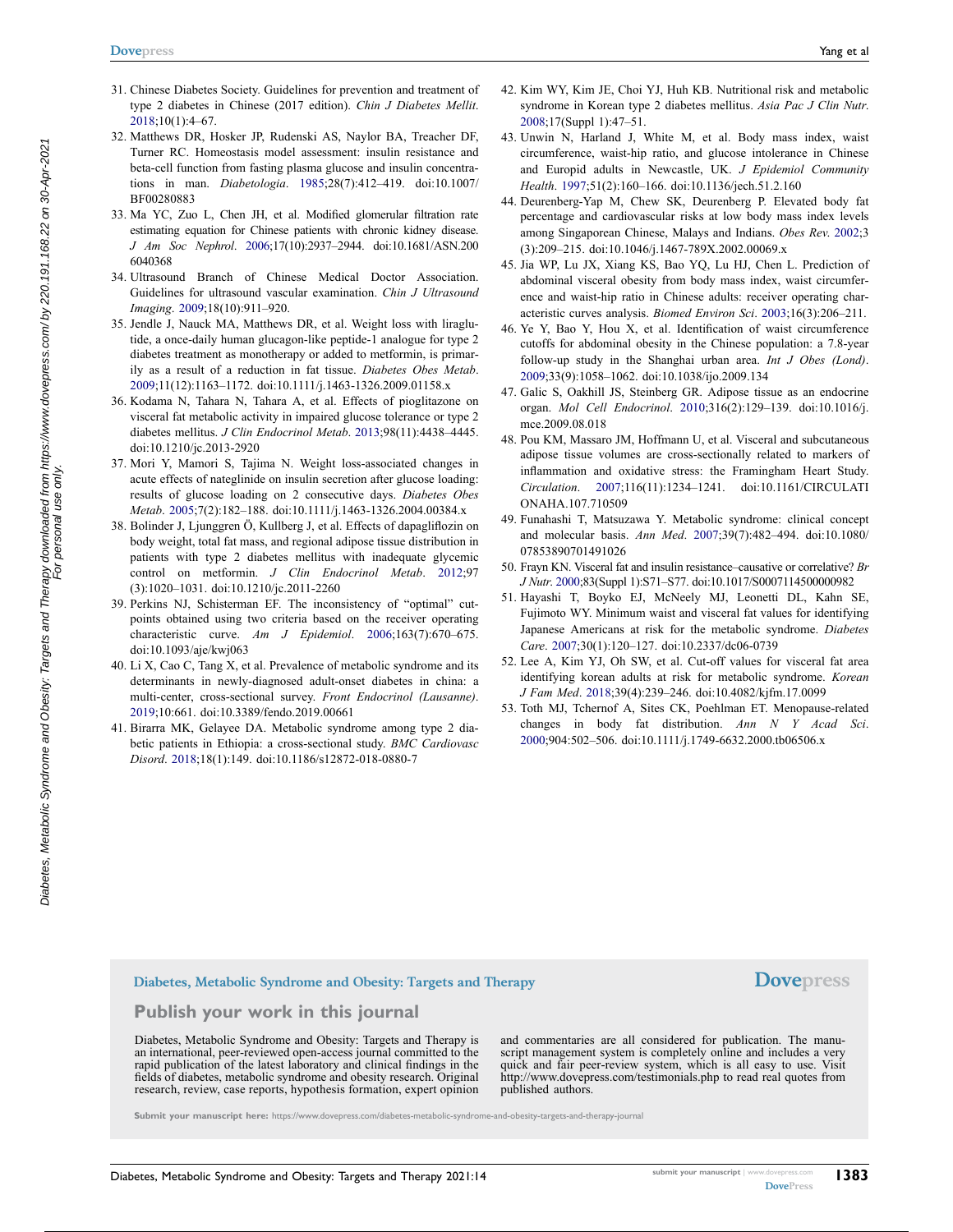31. Chinese Diabetes Society. Guidelines for prevention and treatment of type 2 diabetes in Chinese (2017 edition). *Chin J Diabetes Mellit*. 2018;10(1):4–67.
32. Matthews DR, Hosker JP, Rudenski AS, Naylor BA, Treacher DF, Turner RC. Homeostasis model assessment: insulin resistance and beta-cell function from fasting plasma glucose and insulin concentrations in man. *Diabetologia*. 1985;28(7):412–419. doi:10.1007/BF00280883
33. Ma YC, Zuo L, Chen JH, et al. Modified glomerular filtration rate estimating equation for Chinese patients with chronic kidney disease. *J Am Soc Nephrol*. 2006;17(10):2937–2944. doi:10.1681/ASN.2006040368
34. Ultrasound Branch of Chinese Medical Doctor Association. Guidelines for ultrasound vascular examination. *Chin J Ultrasound Imaging*. 2009;18(10):911–920.
35. Jendle J, Nauck MA, Matthews DR, et al. Weight loss with liraglutide, a once-daily human glucagon-like peptide-1 analogue for type 2 diabetes treatment as monotherapy or added to metformin, is primarily as a result of a reduction in fat tissue. *Diabetes Obes Metab*. 2009;11(12):1163–1172. doi:10.1111/j.1463-1326.2009.01158.x
36. Kodama N, Tahara N, Tahara A, et al. Effects of pioglitazone on visceral fat metabolic activity in impaired glucose tolerance or type 2 diabetes mellitus. *J Clin Endocrinol Metab*. 2013;98(11):4438–4445. doi:10.1210/jc.2013-2920
37. Mori Y, Mamori S, Tajima N. Weight loss-associated changes in acute effects of nateglinide on insulin secretion after glucose loading: results of glucose loading on 2 consecutive days. *Diabetes Obes Metab*. 2005;7(2):182–188. doi:10.1111/j.1463-1326.2004.00384.x
38. Bolinder J, Ljunggren Ö, Kullberg J, et al. Effects of dapagliflozin on body weight, total fat mass, and regional adipose tissue distribution in patients with type 2 diabetes mellitus with inadequate glycemic control on metformin. *J Clin Endocrinol Metab*. 2012;97(3):1020–1031. doi:10.1210/jc.2011-2260
39. Perkins NJ, Schisterman EF. The inconsistency of "optimal" cutpoints obtained using two criteria based on the receiver operating characteristic curve. *Am J Epidemiol*. 2006;163(7):670–675. doi:10.1093/aje/kwj063
40. Li X, Cao C, Tang X, et al. Prevalence of metabolic syndrome and its determinants in newly-diagnosed adult-onset diabetes in china: a multi-center, cross-sectional survey. *Front Endocrinol (Lausanne)*. 2019;10:661. doi:10.3389/fendo.2019.00661
41. Birarra MK, Gelayee DA. Metabolic syndrome among type 2 diabetic patients in Ethiopia: a cross-sectional study. *BMC Cardiovasc Disord*. 2018;18(1):149. doi:10.1186/s12872-018-0880-7
42. Kim WY, Kim JE, Choi YJ, Huh KB. Nutritional risk and metabolic syndrome in Korean type 2 diabetes mellitus. *Asia Pac J Clin Nutr*. 2008;17(Suppl 1):47–51.
43. Unwin N, Harland J, White M, et al. Body mass index, waist circumference, waist-hip ratio, and glucose intolerance in Chinese and Europid adults in Newcastle, UK. *J Epidemiol Community Health*. 1997;51(2):160–166. doi:10.1136/jech.51.2.160
44. Deurenberg-Yap M, Chew SK, Deurenberg P. Elevated body fat percentage and cardiovascular risks at low body mass index levels among Singaporean Chinese, Malays and Indians. *Obes Rev*. 2002;3(3):209–215. doi:10.1046/j.1467-789X.2002.00069.x
45. Jia WP, Lu JX, Xiang KS, Bao YQ, Lu HJ, Chen L. Prediction of abdominal visceral obesity from body mass index, waist circumference and waist-hip ratio in Chinese adults: receiver operating characteristic curves analysis. *Biomed Environ Sci*. 2003;16(3):206–211.
46. Ye Y, Bao Y, Hou X, et al. Identification of waist circumference cutoffs for abdominal obesity in the Chinese population: a 7.8-year follow-up study in the Shanghai urban area. *Int J Obes (Lond)*. 2009;33(9):1058–1062. doi:10.1038/ijo.2009.134
47. Galic S, Oakhill JS, Steinberg GR. Adipose tissue as an endocrine organ. *Mol Cell Endocrinol*. 2010;316(2):129–139. doi:10.1016/j.mce.2009.08.018
48. Pou KM, Massaro JM, Hoffmann U, et al. Visceral and subcutaneous adipose tissue volumes are cross-sectionally related to markers of inflammation and oxidative stress: the Framingham Heart Study. *Circulation*. 2007;116(11):1234–1241. doi:10.1161/CIRCULATIONAHA.107.710509
49. Funahashi T, Matsuzawa Y. Metabolic syndrome: clinical concept and molecular basis. *Ann Med*. 2007;39(7):482–494. doi:10.1080/07853890701491026
50. Frayn KN. Visceral fat and insulin resistance–causative or correlative? *Br J Nutr*. 2000;83(Suppl 1):S71–S77. doi:10.1017/S0007114500000982
51. Hayashi T, Boyko EJ, McNeely MJ, Leonetti DL, Kahn SE, Fujimoto WY. Minimum waist and visceral fat values for identifying Japanese Americans at risk for the metabolic syndrome. *Diabetes Care*. 2007;30(1):120–127. doi:10.2337/dc06-0739
52. Lee A, Kim YJ, Oh SW, et al. Cut-off values for visceral fat area identifying korean adults at risk for metabolic syndrome. *Korean J Fam Med*. 2018;39(4):239–246. doi:10.4082/kjfm.17.0099
53. Toth MJ, Tchernof A, Sites CK, Poehlman ET. Menopause-related changes in body fat distribution. *Ann N Y Acad Sci*. 2000;904:502–506. doi:10.1111/j.1749-6632.2000.tb06506.x

**Diabetes, Metabolic Syndrome and Obesity: Targets and Therapy**

## Publish your work in this journal

Diabetes, Metabolic Syndrome and Obesity: Targets and Therapy is an international, peer-reviewed open-access journal committed to the rapid publication of the latest laboratory and clinical findings in the fields of diabetes, metabolic syndrome and obesity research. Original research, review, case reports, hypothesis formation, expert opinion and commentaries are all considered for publication. The manuscript management system is completely online and includes a very quick and fair peer-review system, which is all easy to use. Visit http://www.dovepress.com/testimonials.php to read real quotes from published authors.

**Submit your manuscript here:** https://www.dovepress.com/diabetes-metabolic-syndrome-and-obesity-targets-and-therapy-journal